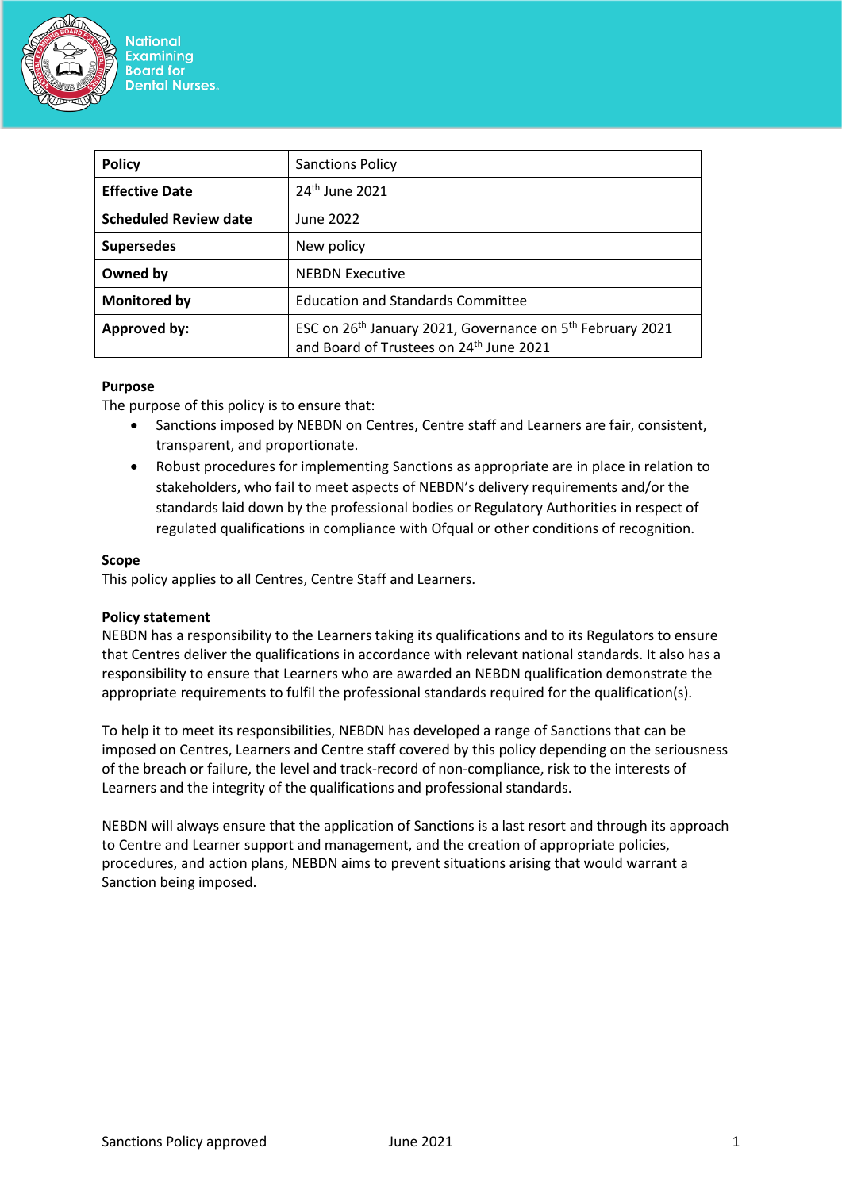| Policy | Sanctions Policy |
|---|---|
| **Effective Date** | 24th June 2021 |
| **Scheduled Review date** | June 2022 |
| **Supersedes** | New policy |
| **Owned by** | NEBDN Executive |
| **Monitored by** | Education and Standards Committee |
| **Approved by:** | ESC on 26th January 2021, Governance on 5th February 2021 and Board of Trustees on 24th June 2021 |

**Purpose**

The purpose of this policy is to ensure that:

- Sanctions imposed by NEBDN on Centres, Centre staff and Learners are fair, consistent, transparent, and proportionate.
- Robust procedures for implementing Sanctions as appropriate are in place in relation to stakeholders, who fail to meet aspects of NEBDN's delivery requirements and/or the standards laid down by the professional bodies or Regulatory Authorities in respect of regulated qualifications in compliance with Ofqual or other conditions of recognition.

**Scope**

This policy applies to all Centres, Centre Staff and Learners.

**Policy statement**

NEBDN has a responsibility to the Learners taking its qualifications and to its Regulators to ensure that Centres deliver the qualifications in accordance with relevant national standards. It also has a responsibility to ensure that Learners who are awarded an NEBDN qualification demonstrate the appropriate requirements to fulfil the professional standards required for the qualification(s).

To help it to meet its responsibilities, NEBDN has developed a range of Sanctions that can be imposed on Centres, Learners and Centre staff covered by this policy depending on the seriousness of the breach or failure, the level and track-record of non-compliance, risk to the interests of Learners and the integrity of the qualifications and professional standards.

NEBDN will always ensure that the application of Sanctions is a last resort and through its approach to Centre and Learner support and management, and the creation of appropriate policies, procedures, and action plans, NEBDN aims to prevent situations arising that would warrant a Sanction being imposed.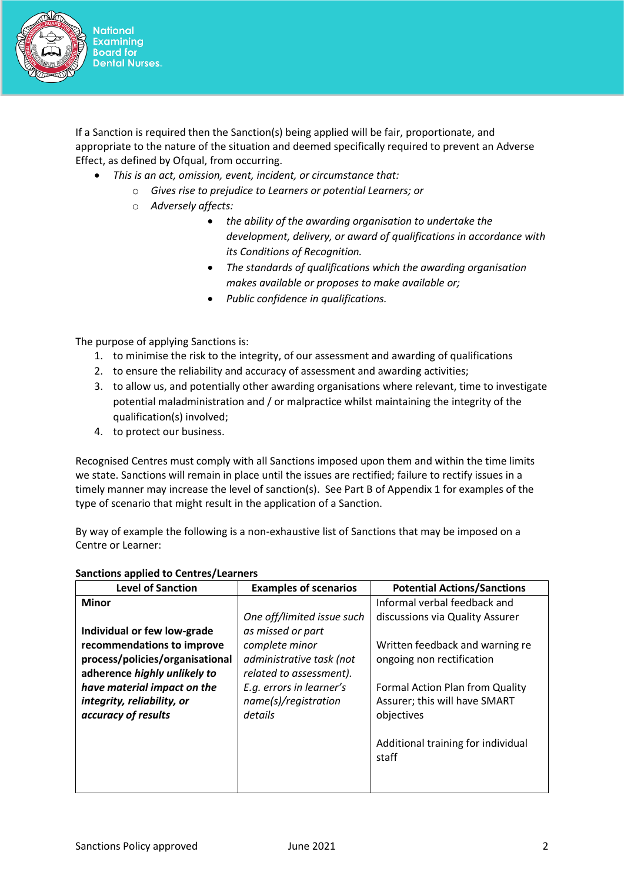If a Sanction is required then the Sanction(s) being applied will be fair, proportionate, and appropriate to the nature of the situation and deemed specifically required to prevent an Adverse Effect, as defined by Ofqual, from occurring.

- *This is an act, omission, event, incident, or circumstance that:*
  - *Gives rise to prejudice to Learners or potential Learners; or*
  - *Adversely affects:*
    - *the ability of the awarding organisation to undertake the development, delivery, or award of qualifications in accordance with its Conditions of Recognition.*
    - *The standards of qualifications which the awarding organisation makes available or proposes to make available or;*
    - *Public confidence in qualifications.*

The purpose of applying Sanctions is:

1. to minimise the risk to the integrity, of our assessment and awarding of qualifications
2. to ensure the reliability and accuracy of assessment and awarding activities;
3. to allow us, and potentially other awarding organisations where relevant, time to investigate potential maladministration and / or malpractice whilst maintaining the integrity of the qualification(s) involved;
4. to protect our business.

Recognised Centres must comply with all Sanctions imposed upon them and within the time limits we state. Sanctions will remain in place until the issues are rectified; failure to rectify issues in a timely manner may increase the level of sanction(s). See Part B of Appendix 1 for examples of the type of scenario that might result in the application of a Sanction.

By way of example the following is a non-exhaustive list of Sanctions that may be imposed on a Centre or Learner:

**Sanctions applied to Centres/Learners**

| Level of Sanction | Examples of scenarios | Potential Actions/Sanctions |
|---|---|---|
| **Minor**<br><br>**Individual or few low-grade recommendations to improve process/policies/organisational adherence *highly unlikely to have material impact on the integrity, reliability, or accuracy of results*** | *One off/limited issue such as missed or part complete minor administrative task (not related to assessment). E.g. errors in learner's name(s)/registration details* | Informal verbal feedback and discussions via Quality Assurer<br><br>Written feedback and warning re ongoing non rectification<br><br>Formal Action Plan from Quality Assurer; this will have SMART objectives<br><br>Additional training for individual staff |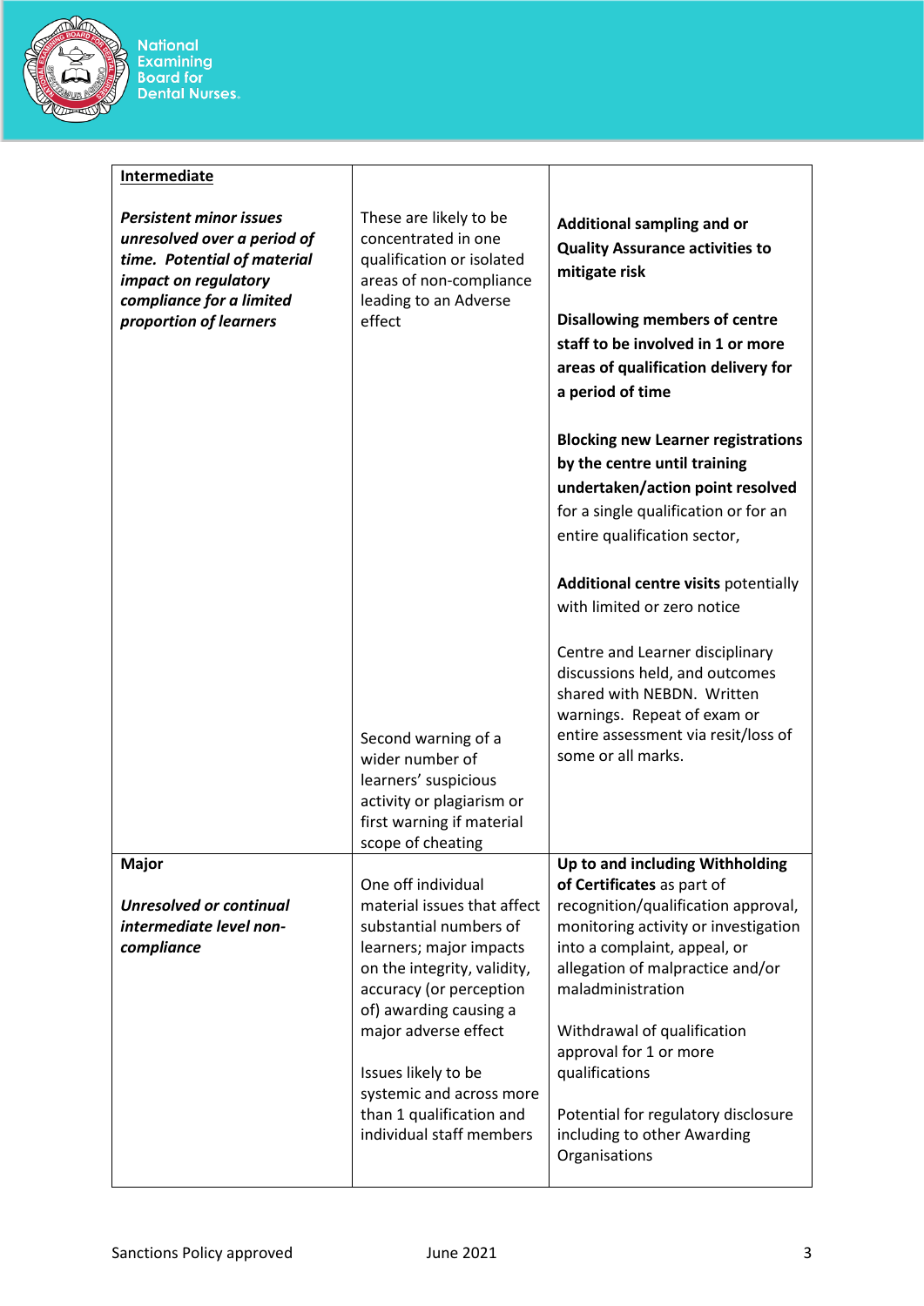| **Intermediate**<br><br>***Persistent minor issues unresolved over a period of time. Potential of material impact on regulatory compliance for a limited proportion of learners*** | These are likely to be concentrated in one qualification or isolated areas of non-compliance leading to an Adverse effect<br><br>Second warning of a wider number of learners' suspicious activity or plagiarism or first warning if material scope of cheating | **Additional sampling and or Quality Assurance activities to mitigate risk**<br><br>**Disallowing members of centre staff to be involved in 1 or more areas of qualification delivery for a period of time**<br><br>**Blocking new Learner registrations by the centre until training undertaken/action point resolved** for a single qualification or for an entire qualification sector,<br><br>**Additional centre visits** potentially with limited or zero notice<br><br>Centre and Learner disciplinary discussions held, and outcomes shared with NEBDN. Written warnings. Repeat of exam or entire assessment via resit/loss of some or all marks. |
|---|---|---|
| **Major**<br><br>***Unresolved or continual intermediate level non-compliance*** | One off individual material issues that affect substantial numbers of learners; major impacts on the integrity, validity, accuracy (or perception of) awarding causing a major adverse effect<br><br>Issues likely to be systemic and across more than 1 qualification and individual staff members | **Up to and including Withholding of Certificates** as part of recognition/qualification approval, monitoring activity or investigation into a complaint, appeal, or allegation of malpractice and/or maladministration<br><br>Withdrawal of qualification approval for 1 or more qualifications<br><br>Potential for regulatory disclosure including to other Awarding Organisations |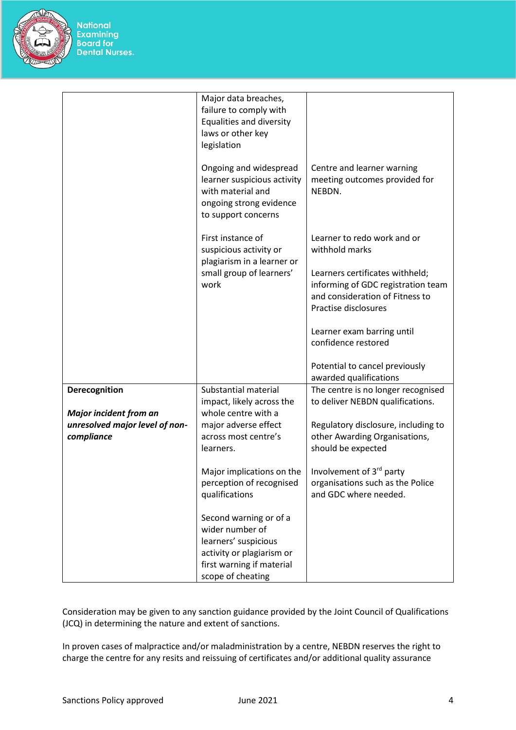| | | |
|---|---|---|
| | Major data breaches, failure to comply with Equalities and diversity laws or other key legislation<br><br>Ongoing and widespread learner suspicious activity with material and ongoing strong evidence to support concerns<br><br>First instance of suspicious activity or plagiarism in a learner or small group of learners' work | Centre and learner warning meeting outcomes provided for NEBDN.<br><br>Learner to redo work and or withhold marks<br><br>Learners certificates withheld; informing of GDC registration team and consideration of Fitness to Practise disclosures<br><br>Learner exam barring until confidence restored<br><br>Potential to cancel previously awarded qualifications |
| **Derecognition**<br><br>***Major incident from an unresolved major level of non-compliance*** | Substantial material impact, likely across the whole centre with a major adverse effect across most centre's learners.<br><br>Major implications on the perception of recognised qualifications<br><br>Second warning or of a wider number of learners' suspicious activity or plagiarism or first warning if material scope of cheating | The centre is no longer recognised to deliver NEBDN qualifications.<br><br>Regulatory disclosure, including to other Awarding Organisations, should be expected<br><br>Involvement of 3rd party organisations such as the Police and GDC where needed. |

Consideration may be given to any sanction guidance provided by the Joint Council of Qualifications (JCQ) in determining the nature and extent of sanctions.

In proven cases of malpractice and/or maladministration by a centre, NEBDN reserves the right to charge the centre for any resits and reissuing of certificates and/or additional quality assurance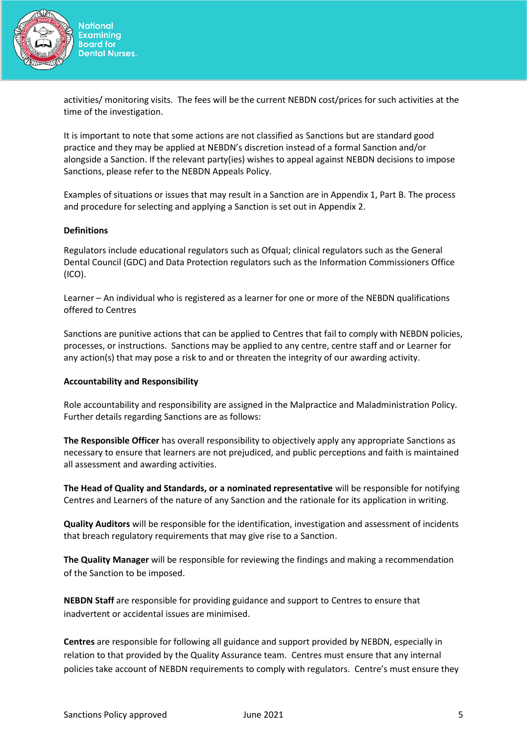activities/ monitoring visits. The fees will be the current NEBDN cost/prices for such activities at the time of the investigation.

It is important to note that some actions are not classified as Sanctions but are standard good practice and they may be applied at NEBDN's discretion instead of a formal Sanction and/or alongside a Sanction. If the relevant party(ies) wishes to appeal against NEBDN decisions to impose Sanctions, please refer to the NEBDN Appeals Policy.

Examples of situations or issues that may result in a Sanction are in Appendix 1, Part B. The process and procedure for selecting and applying a Sanction is set out in Appendix 2.

**Definitions**

Regulators include educational regulators such as Ofqual; clinical regulators such as the General Dental Council (GDC) and Data Protection regulators such as the Information Commissioners Office (ICO).

Learner – An individual who is registered as a learner for one or more of the NEBDN qualifications offered to Centres

Sanctions are punitive actions that can be applied to Centres that fail to comply with NEBDN policies, processes, or instructions. Sanctions may be applied to any centre, centre staff and or Learner for any action(s) that may pose a risk to and or threaten the integrity of our awarding activity.

**Accountability and Responsibility**

Role accountability and responsibility are assigned in the Malpractice and Maladministration Policy. Further details regarding Sanctions are as follows:

**The Responsible Officer** has overall responsibility to objectively apply any appropriate Sanctions as necessary to ensure that learners are not prejudiced, and public perceptions and faith is maintained all assessment and awarding activities.

**The Head of Quality and Standards, or a nominated representative** will be responsible for notifying Centres and Learners of the nature of any Sanction and the rationale for its application in writing.

**Quality Auditors** will be responsible for the identification, investigation and assessment of incidents that breach regulatory requirements that may give rise to a Sanction.

**The Quality Manager** will be responsible for reviewing the findings and making a recommendation of the Sanction to be imposed.

**NEBDN Staff** are responsible for providing guidance and support to Centres to ensure that inadvertent or accidental issues are minimised.

**Centres** are responsible for following all guidance and support provided by NEBDN, especially in relation to that provided by the Quality Assurance team. Centres must ensure that any internal policies take account of NEBDN requirements to comply with regulators. Centre's must ensure they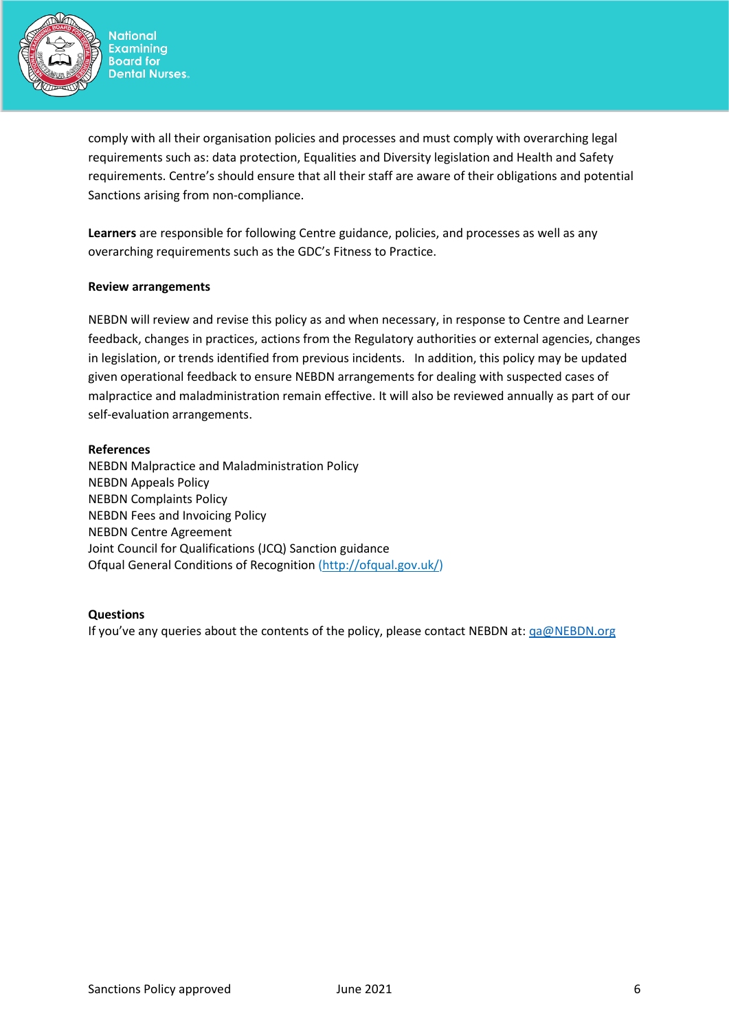comply with all their organisation policies and processes and must comply with overarching legal requirements such as: data protection, Equalities and Diversity legislation and Health and Safety requirements. Centre's should ensure that all their staff are aware of their obligations and potential Sanctions arising from non-compliance.

**Learners** are responsible for following Centre guidance, policies, and processes as well as any overarching requirements such as the GDC's Fitness to Practice.

**Review arrangements**

NEBDN will review and revise this policy as and when necessary, in response to Centre and Learner feedback, changes in practices, actions from the Regulatory authorities or external agencies, changes in legislation, or trends identified from previous incidents. In addition, this policy may be updated given operational feedback to ensure NEBDN arrangements for dealing with suspected cases of malpractice and maladministration remain effective. It will also be reviewed annually as part of our self-evaluation arrangements.

**References**

NEBDN Malpractice and Maladministration Policy
NEBDN Appeals Policy
NEBDN Complaints Policy
NEBDN Fees and Invoicing Policy
NEBDN Centre Agreement
Joint Council for Qualifications (JCQ) Sanction guidance
Ofqual General Conditions of Recognition (http://ofqual.gov.uk/)

**Questions**

If you've any queries about the contents of the policy, please contact NEBDN at: qa@NEBDN.org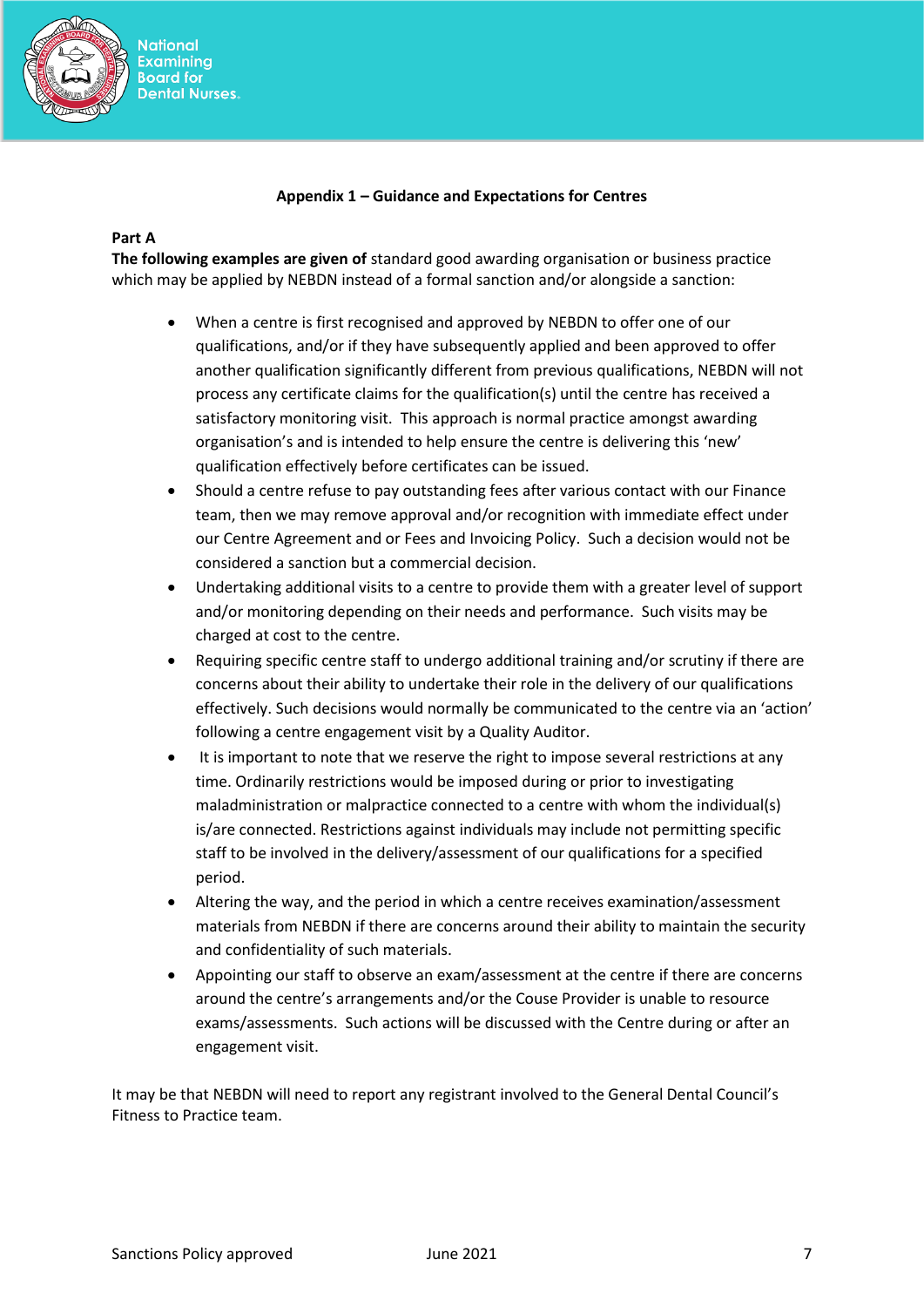## Appendix 1 – Guidance and Expectations for Centres

**Part A**

**The following examples are given of** standard good awarding organisation or business practice which may be applied by NEBDN instead of a formal sanction and/or alongside a sanction:

- When a centre is first recognised and approved by NEBDN to offer one of our qualifications, and/or if they have subsequently applied and been approved to offer another qualification significantly different from previous qualifications, NEBDN will not process any certificate claims for the qualification(s) until the centre has received a satisfactory monitoring visit. This approach is normal practice amongst awarding organisation's and is intended to help ensure the centre is delivering this 'new' qualification effectively before certificates can be issued.
- Should a centre refuse to pay outstanding fees after various contact with our Finance team, then we may remove approval and/or recognition with immediate effect under our Centre Agreement and or Fees and Invoicing Policy. Such a decision would not be considered a sanction but a commercial decision.
- Undertaking additional visits to a centre to provide them with a greater level of support and/or monitoring depending on their needs and performance. Such visits may be charged at cost to the centre.
- Requiring specific centre staff to undergo additional training and/or scrutiny if there are concerns about their ability to undertake their role in the delivery of our qualifications effectively. Such decisions would normally be communicated to the centre via an 'action' following a centre engagement visit by a Quality Auditor.
- It is important to note that we reserve the right to impose several restrictions at any time. Ordinarily restrictions would be imposed during or prior to investigating maladministration or malpractice connected to a centre with whom the individual(s) is/are connected. Restrictions against individuals may include not permitting specific staff to be involved in the delivery/assessment of our qualifications for a specified period.
- Altering the way, and the period in which a centre receives examination/assessment materials from NEBDN if there are concerns around their ability to maintain the security and confidentiality of such materials.
- Appointing our staff to observe an exam/assessment at the centre if there are concerns around the centre's arrangements and/or the Couse Provider is unable to resource exams/assessments. Such actions will be discussed with the Centre during or after an engagement visit.

It may be that NEBDN will need to report any registrant involved to the General Dental Council's Fitness to Practice team.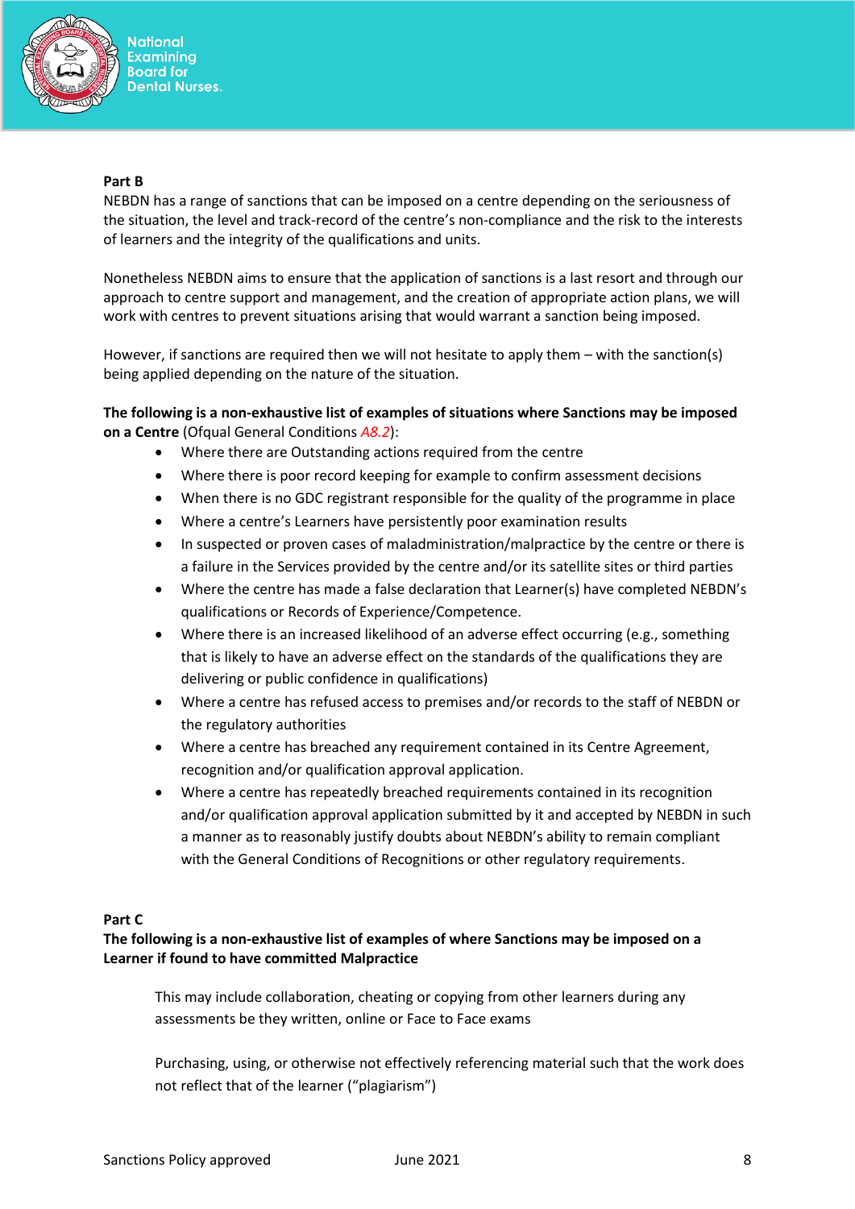**Part B**

NEBDN has a range of sanctions that can be imposed on a centre depending on the seriousness of the situation, the level and track-record of the centre's non-compliance and the risk to the interests of learners and the integrity of the qualifications and units.

Nonetheless NEBDN aims to ensure that the application of sanctions is a last resort and through our approach to centre support and management, and the creation of appropriate action plans, we will work with centres to prevent situations arising that would warrant a sanction being imposed.

However, if sanctions are required then we will not hesitate to apply them – with the sanction(s) being applied depending on the nature of the situation.

**The following is a non-exhaustive list of examples of situations where Sanctions may be imposed on a Centre** (Ofqual General Conditions *A8.2*):

- Where there are Outstanding actions required from the centre
- Where there is poor record keeping for example to confirm assessment decisions
- When there is no GDC registrant responsible for the quality of the programme in place
- Where a centre's Learners have persistently poor examination results
- In suspected or proven cases of maladministration/malpractice by the centre or there is a failure in the Services provided by the centre and/or its satellite sites or third parties
- Where the centre has made a false declaration that Learner(s) have completed NEBDN's qualifications or Records of Experience/Competence.
- Where there is an increased likelihood of an adverse effect occurring (e.g., something that is likely to have an adverse effect on the standards of the qualifications they are delivering or public confidence in qualifications)
- Where a centre has refused access to premises and/or records to the staff of NEBDN or the regulatory authorities
- Where a centre has breached any requirement contained in its Centre Agreement, recognition and/or qualification approval application.
- Where a centre has repeatedly breached requirements contained in its recognition and/or qualification approval application submitted by it and accepted by NEBDN in such a manner as to reasonably justify doubts about NEBDN's ability to remain compliant with the General Conditions of Recognitions or other regulatory requirements.

**Part C**

**The following is a non-exhaustive list of examples of where Sanctions may be imposed on a Learner if found to have committed Malpractice**

This may include collaboration, cheating or copying from other learners during any assessments be they written, online or Face to Face exams

Purchasing, using, or otherwise not effectively referencing material such that the work does not reflect that of the learner ("plagiarism")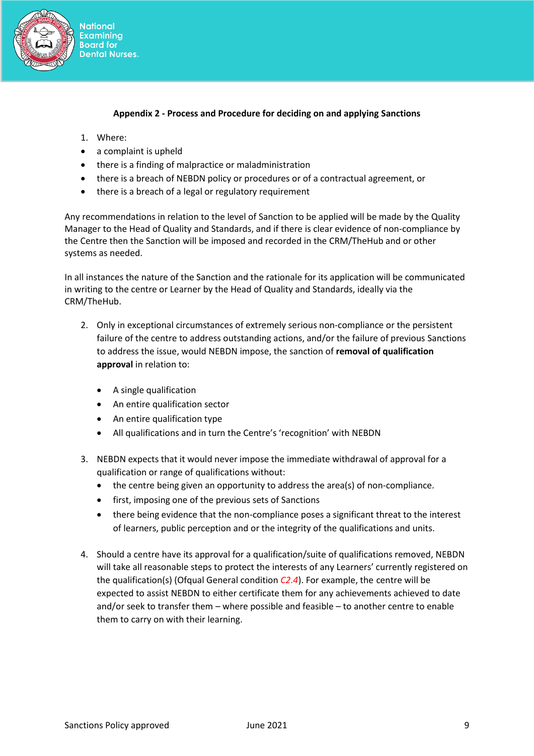**Appendix 2 - Process and Procedure for deciding on and applying Sanctions**

1. Where:

- a complaint is upheld
- there is a finding of malpractice or maladministration
- there is a breach of NEBDN policy or procedures or of a contractual agreement, or
- there is a breach of a legal or regulatory requirement

Any recommendations in relation to the level of Sanction to be applied will be made by the Quality Manager to the Head of Quality and Standards, and if there is clear evidence of non-compliance by the Centre then the Sanction will be imposed and recorded in the CRM/TheHub and or other systems as needed.

In all instances the nature of the Sanction and the rationale for its application will be communicated in writing to the centre or Learner by the Head of Quality and Standards, ideally via the CRM/TheHub.

2. Only in exceptional circumstances of extremely serious non-compliance or the persistent failure of the centre to address outstanding actions, and/or the failure of previous Sanctions to address the issue, would NEBDN impose, the sanction of **removal of qualification approval** in relation to:

   - A single qualification
   - An entire qualification sector
   - An entire qualification type
   - All qualifications and in turn the Centre's 'recognition' with NEBDN

3. NEBDN expects that it would never impose the immediate withdrawal of approval for a qualification or range of qualifications without:
   - the centre being given an opportunity to address the area(s) of non-compliance.
   - first, imposing one of the previous sets of Sanctions
   - there being evidence that the non-compliance poses a significant threat to the interest of learners, public perception and or the integrity of the qualifications and units.

4. Should a centre have its approval for a qualification/suite of qualifications removed, NEBDN will take all reasonable steps to protect the interests of any Learners' currently registered on the qualification(s) (Ofqual General condition *C2.4*). For example, the centre will be expected to assist NEBDN to either certificate them for any achievements achieved to date and/or seek to transfer them – where possible and feasible – to another centre to enable them to carry on with their learning.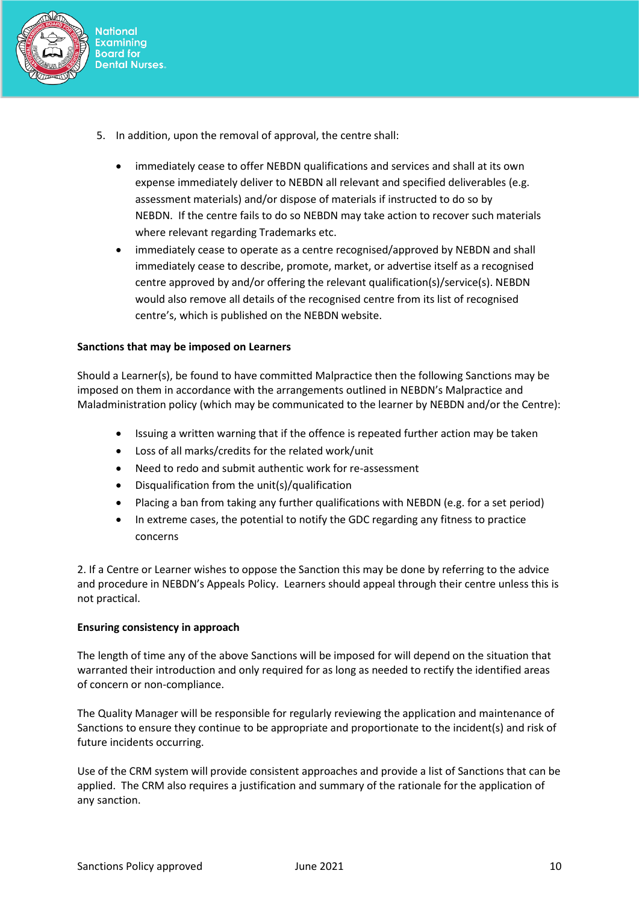5. In addition, upon the removal of approval, the centre shall:

    - immediately cease to offer NEBDN qualifications and services and shall at its own expense immediately deliver to NEBDN all relevant and specified deliverables (e.g. assessment materials) and/or dispose of materials if instructed to do so by NEBDN. If the centre fails to do so NEBDN may take action to recover such materials where relevant regarding Trademarks etc.
    - immediately cease to operate as a centre recognised/approved by NEBDN and shall immediately cease to describe, promote, market, or advertise itself as a recognised centre approved by and/or offering the relevant qualification(s)/service(s). NEBDN would also remove all details of the recognised centre from its list of recognised centre's, which is published on the NEBDN website.

**Sanctions that may be imposed on Learners**

Should a Learner(s), be found to have committed Malpractice then the following Sanctions may be imposed on them in accordance with the arrangements outlined in NEBDN's Malpractice and Maladministration policy (which may be communicated to the learner by NEBDN and/or the Centre):

- Issuing a written warning that if the offence is repeated further action may be taken
- Loss of all marks/credits for the related work/unit
- Need to redo and submit authentic work for re-assessment
- Disqualification from the unit(s)/qualification
- Placing a ban from taking any further qualifications with NEBDN (e.g. for a set period)
- In extreme cases, the potential to notify the GDC regarding any fitness to practice concerns

2. If a Centre or Learner wishes to oppose the Sanction this may be done by referring to the advice and procedure in NEBDN's Appeals Policy. Learners should appeal through their centre unless this is not practical.

**Ensuring consistency in approach**

The length of time any of the above Sanctions will be imposed for will depend on the situation that warranted their introduction and only required for as long as needed to rectify the identified areas of concern or non-compliance.

The Quality Manager will be responsible for regularly reviewing the application and maintenance of Sanctions to ensure they continue to be appropriate and proportionate to the incident(s) and risk of future incidents occurring.

Use of the CRM system will provide consistent approaches and provide a list of Sanctions that can be applied. The CRM also requires a justification and summary of the rationale for the application of any sanction.